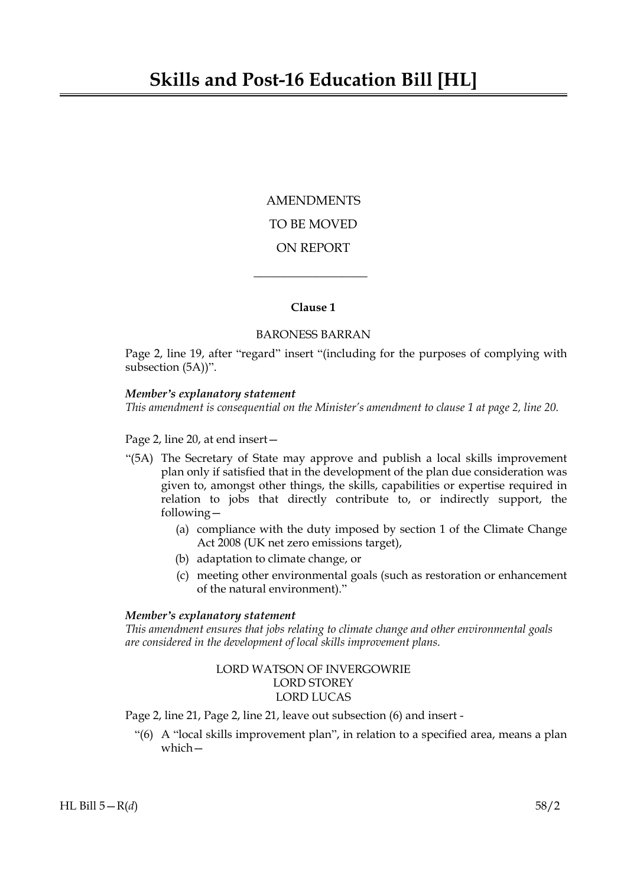# Skills and Post-16 Education Bill [HL]

AMENDMENTS

TO BE MOVED

ON REPORT

---

**Clause 1**

BARONESS BARRAN

Page 2, line 19, after "regard" insert "(including for the purposes of complying with subsection (5A))".

***Member's explanatory statement***

*This amendment is consequential on the Minister's amendment to clause 1 at page 2, line 20.*

Page 2, line 20, at end insert—

"(5A) The Secretary of State may approve and publish a local skills improvement plan only if satisfied that in the development of the plan due consideration was given to, amongst other things, the skills, capabilities or expertise required in relation to jobs that directly contribute to, or indirectly support, the following—

(a) compliance with the duty imposed by section 1 of the Climate Change Act 2008 (UK net zero emissions target),

(b) adaptation to climate change, or

(c) meeting other environmental goals (such as restoration or enhancement of the natural environment)."

***Member's explanatory statement***

*This amendment ensures that jobs relating to climate change and other environmental goals are considered in the development of local skills improvement plans.*

LORD WATSON OF INVERGOWRIE
LORD STOREY
LORD LUCAS

Page 2, line 21, Page 2, line 21, leave out subsection (6) and insert -

"(6) A "local skills improvement plan", in relation to a specified area, means a plan which—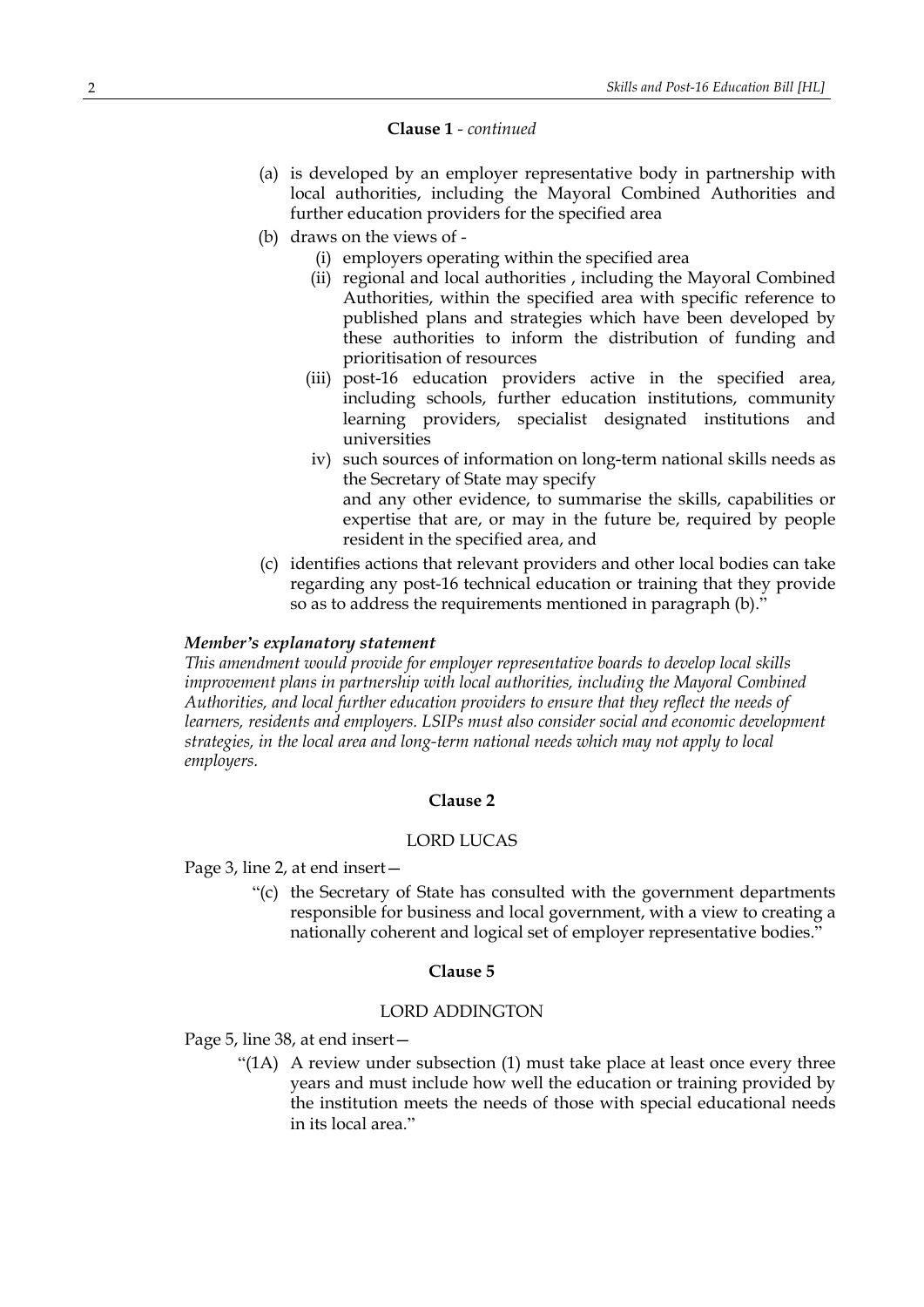**Clause 1** - *continued*

(a) is developed by an employer representative body in partnership with local authorities, including the Mayoral Combined Authorities and further education providers for the specified area

(b) draws on the views of -

  (i) employers operating within the specified area

  (ii) regional and local authorities , including the Mayoral Combined Authorities, within the specified area with specific reference to published plans and strategies which have been developed by these authorities to inform the distribution of funding and prioritisation of resources

  (iii) post-16 education providers active in the specified area, including schools, further education institutions, community learning providers, specialist designated institutions and universities

  iv) such sources of information on long-term national skills needs as the Secretary of State may specify

  and any other evidence, to summarise the skills, capabilities or expertise that are, or may in the future be, required by people resident in the specified area, and

(c) identifies actions that relevant providers and other local bodies can take regarding any post-16 technical education or training that they provide so as to address the requirements mentioned in paragraph (b)."

***Member's explanatory statement***

*This amendment would provide for employer representative boards to develop local skills improvement plans in partnership with local authorities, including the Mayoral Combined Authorities, and local further education providers to ensure that they reflect the needs of learners, residents and employers. LSIPs must also consider social and economic development strategies, in the local area and long-term national needs which may not apply to local employers.*

**Clause 2**

LORD LUCAS

Page 3, line 2, at end insert—

"(c) the Secretary of State has consulted with the government departments responsible for business and local government, with a view to creating a nationally coherent and logical set of employer representative bodies."

**Clause 5**

LORD ADDINGTON

Page 5, line 38, at end insert—

"(1A) A review under subsection (1) must take place at least once every three years and must include how well the education or training provided by the institution meets the needs of those with special educational needs in its local area."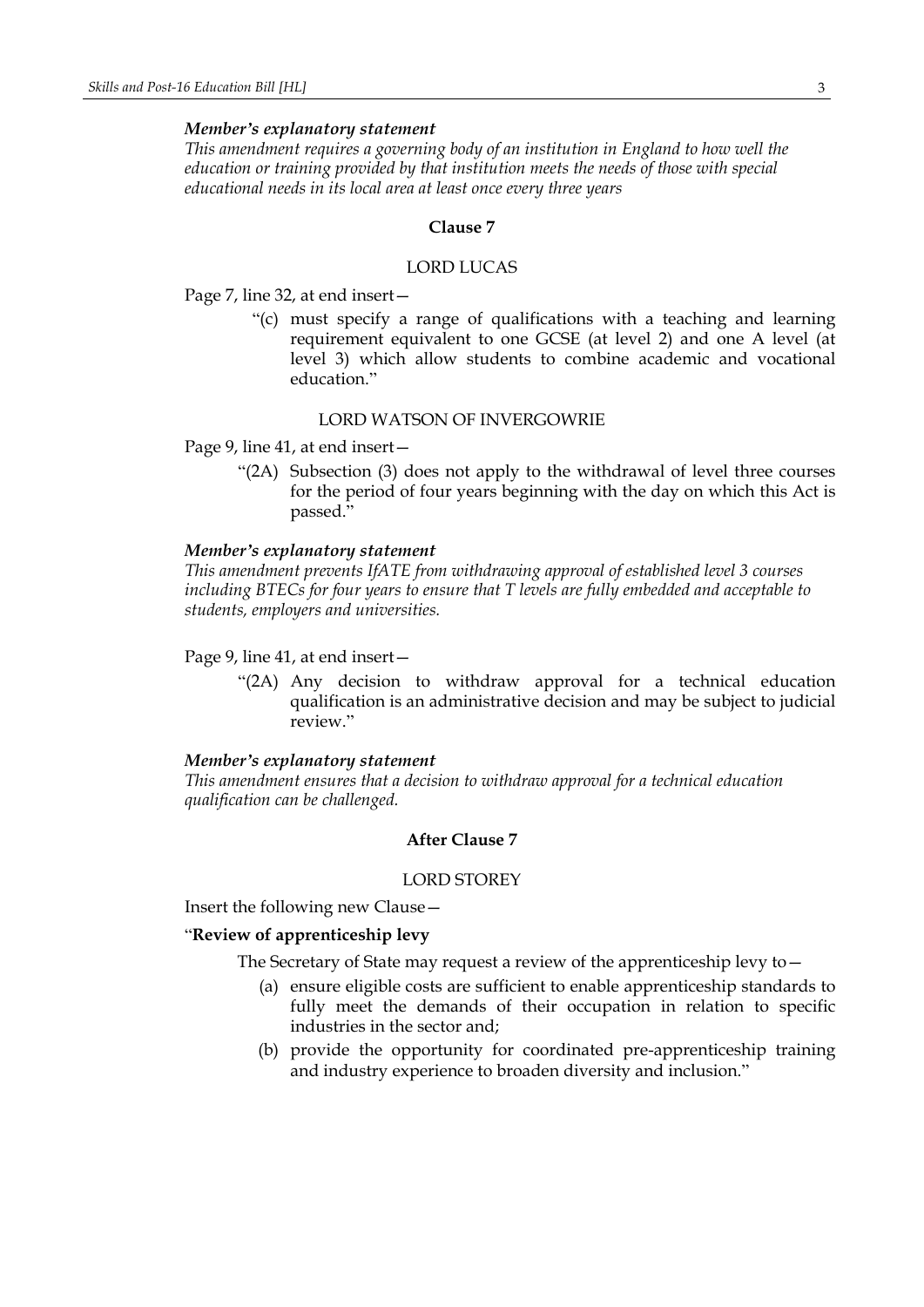***Member's explanatory statement***

*This amendment requires a governing body of an institution in England to how well the education or training provided by that institution meets the needs of those with special educational needs in its local area at least once every three years*

**Clause 7**

LORD LUCAS

Page 7, line 32, at end insert—

> "(c) must specify a range of qualifications with a teaching and learning requirement equivalent to one GCSE (at level 2) and one A level (at level 3) which allow students to combine academic and vocational education."

LORD WATSON OF INVERGOWRIE

Page 9, line 41, at end insert—

> "(2A) Subsection (3) does not apply to the withdrawal of level three courses for the period of four years beginning with the day on which this Act is passed."

***Member's explanatory statement***

*This amendment prevents IfATE from withdrawing approval of established level 3 courses including BTECs for four years to ensure that T levels are fully embedded and acceptable to students, employers and universities.*

Page 9, line 41, at end insert—

> "(2A) Any decision to withdraw approval for a technical education qualification is an administrative decision and may be subject to judicial review."

***Member's explanatory statement***

*This amendment ensures that a decision to withdraw approval for a technical education qualification can be challenged.*

**After Clause 7**

LORD STOREY

Insert the following new Clause—

"**Review of apprenticeship levy**

The Secretary of State may request a review of the apprenticeship levy to—

> (a) ensure eligible costs are sufficient to enable apprenticeship standards to fully meet the demands of their occupation in relation to specific industries in the sector and;
>
> (b) provide the opportunity for coordinated pre-apprenticeship training and industry experience to broaden diversity and inclusion."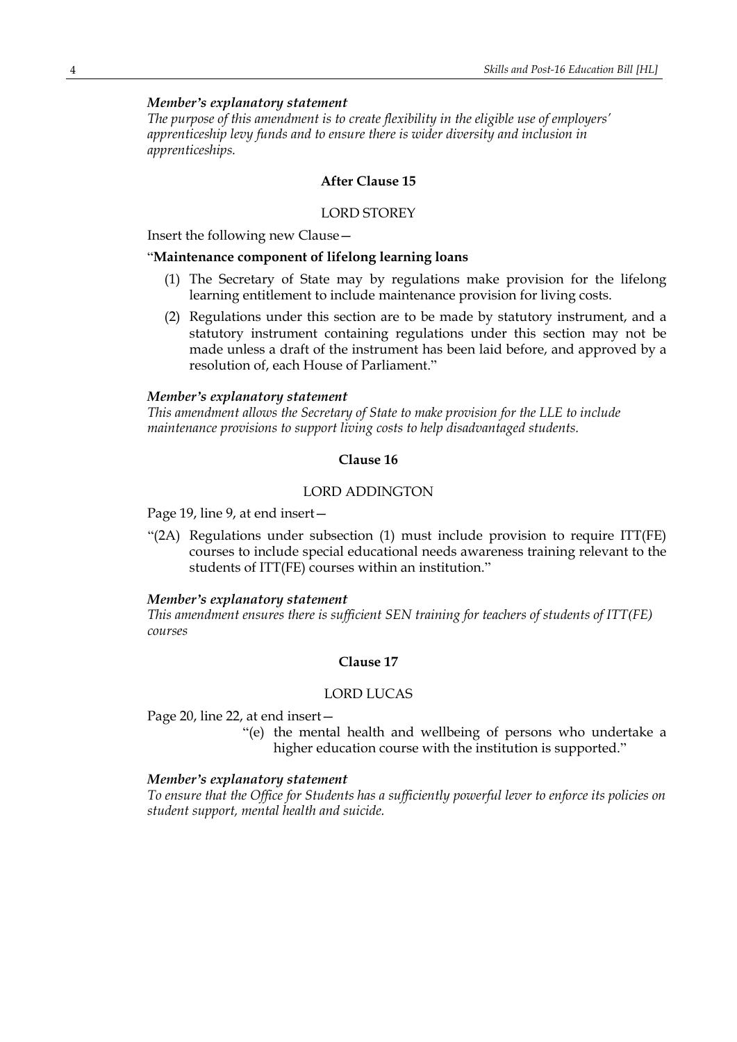***Member's explanatory statement***

*The purpose of this amendment is to create flexibility in the eligible use of employers' apprenticeship levy funds and to ensure there is wider diversity and inclusion in apprenticeships.*

**After Clause 15**

LORD STOREY

Insert the following new Clause—

"**Maintenance component of lifelong learning loans**

(1) The Secretary of State may by regulations make provision for the lifelong learning entitlement to include maintenance provision for living costs.

(2) Regulations under this section are to be made by statutory instrument, and a statutory instrument containing regulations under this section may not be made unless a draft of the instrument has been laid before, and approved by a resolution of, each House of Parliament."

***Member's explanatory statement***

*This amendment allows the Secretary of State to make provision for the LLE to include maintenance provisions to support living costs to help disadvantaged students.*

**Clause 16**

LORD ADDINGTON

Page 19, line 9, at end insert—

"(2A) Regulations under subsection (1) must include provision to require ITT(FE) courses to include special educational needs awareness training relevant to the students of ITT(FE) courses within an institution."

***Member's explanatory statement***

*This amendment ensures there is sufficient SEN training for teachers of students of ITT(FE) courses*

**Clause 17**

LORD LUCAS

Page 20, line 22, at end insert—

"(e) the mental health and wellbeing of persons who undertake a higher education course with the institution is supported."

***Member's explanatory statement***

*To ensure that the Office for Students has a sufficiently powerful lever to enforce its policies on student support, mental health and suicide.*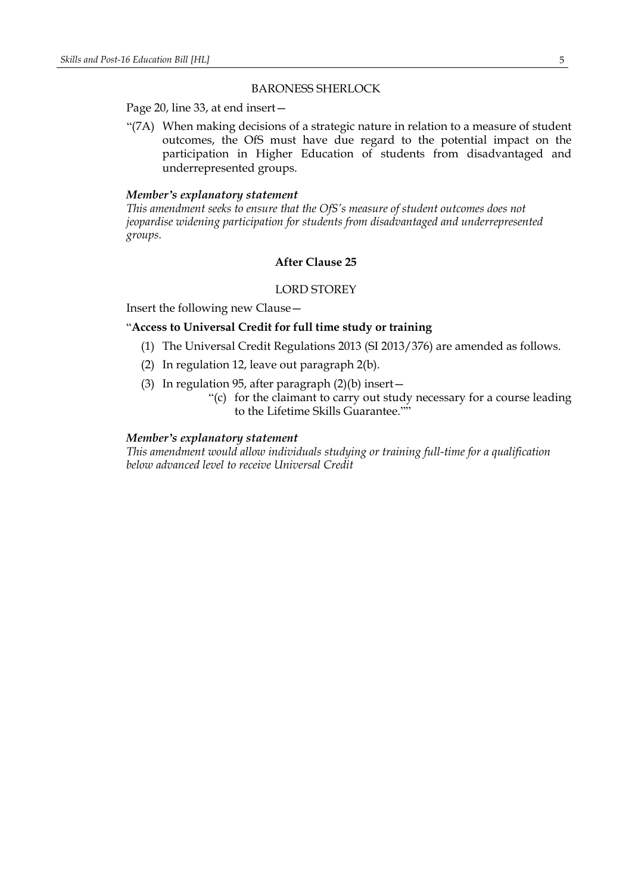BARONESS SHERLOCK

Page 20, line 33, at end insert—

"(7A) When making decisions of a strategic nature in relation to a measure of student outcomes, the OfS must have due regard to the potential impact on the participation in Higher Education of students from disadvantaged and underrepresented groups.

***Member's explanatory statement***

*This amendment seeks to ensure that the OfS's measure of student outcomes does not jeopardise widening participation for students from disadvantaged and underrepresented groups.*

**After Clause 25**

LORD STOREY

Insert the following new Clause—

"**Access to Universal Credit for full time study or training**

(1) The Universal Credit Regulations 2013 (SI 2013/376) are amended as follows.

(2) In regulation 12, leave out paragraph 2(b).

(3) In regulation 95, after paragraph (2)(b) insert—

"(c) for the claimant to carry out study necessary for a course leading to the Lifetime Skills Guarantee.""

***Member's explanatory statement***

*This amendment would allow individuals studying or training full-time for a qualification below advanced level to receive Universal Credit*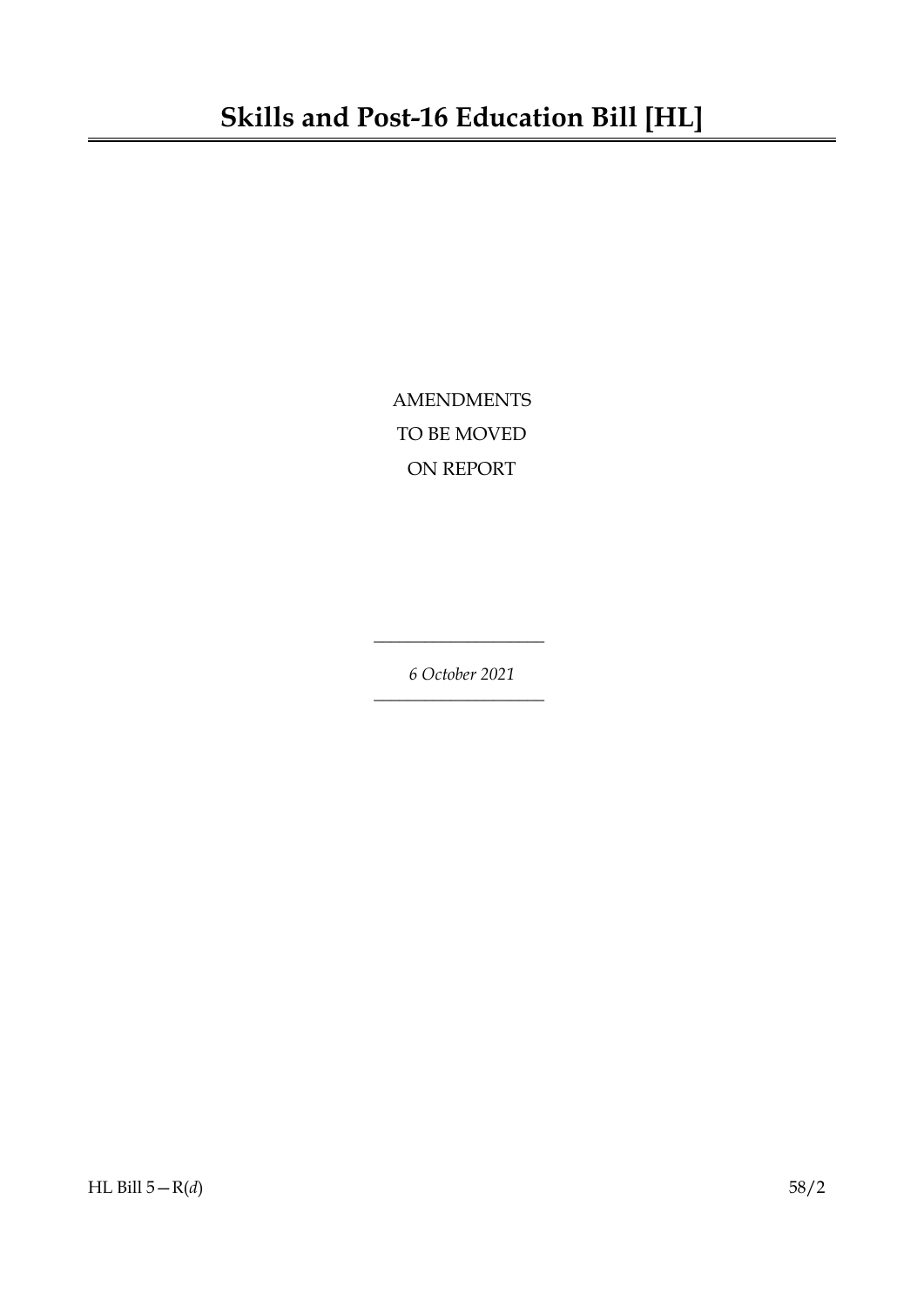# Skills and Post-16 Education Bill [HL]

AMENDMENTS

TO BE MOVED

ON REPORT

---

*6 October 2021*

---

HL Bill 5—R(*d*) 58/2